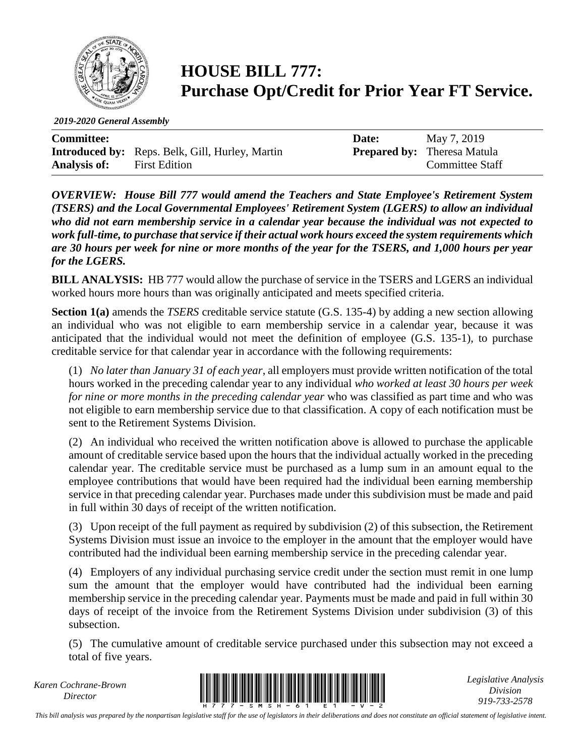# HOUSE BILL 777: Purchase Opt/Credit for Prior Year FT Service.

*2019-2020 General Assembly*

| | | | |
|---|---|---|---|
| **Committee:** | | **Date:** | May 7, 2019 |
| **Introduced by:** | Reps. Belk, Gill, Hurley, Martin | **Prepared by:** | Theresa Matula |
| **Analysis of:** | First Edition | | Committee Staff |

***OVERVIEW: House Bill 777 would amend the Teachers and State Employee's Retirement System (TSERS) and the Local Governmental Employees' Retirement System (LGERS) to allow an individual who did not earn membership service in a calendar year because the individual was not expected to work full-time, to purchase that service if their actual work hours exceed the system requirements which are 30 hours per week for nine or more months of the year for the TSERS, and 1,000 hours per year for the LGERS.***

**BILL ANALYSIS:** HB 777 would allow the purchase of service in the TSERS and LGERS an individual worked hours more hours than was originally anticipated and meets specified criteria.

**Section 1(a)** amends the *TSERS* creditable service statute (G.S. 135-4) by adding a new section allowing an individual who was not eligible to earn membership service in a calendar year, because it was anticipated that the individual would not meet the definition of employee (G.S. 135-1), to purchase creditable service for that calendar year in accordance with the following requirements:

(1) *No later than January 31 of each year*, all employers must provide written notification of the total hours worked in the preceding calendar year to any individual *who worked at least 30 hours per week for nine or more months in the preceding calendar year* who was classified as part time and who was not eligible to earn membership service due to that classification. A copy of each notification must be sent to the Retirement Systems Division.

(2) An individual who received the written notification above is allowed to purchase the applicable amount of creditable service based upon the hours that the individual actually worked in the preceding calendar year. The creditable service must be purchased as a lump sum in an amount equal to the employee contributions that would have been required had the individual been earning membership service in that preceding calendar year. Purchases made under this subdivision must be made and paid in full within 30 days of receipt of the written notification.

(3) Upon receipt of the full payment as required by subdivision (2) of this subsection, the Retirement Systems Division must issue an invoice to the employer in the amount that the employer would have contributed had the individual been earning membership service in the preceding calendar year.

(4) Employers of any individual purchasing service credit under the section must remit in one lump sum the amount that the employer would have contributed had the individual been earning membership service in the preceding calendar year. Payments must be made and paid in full within 30 days of receipt of the invoice from the Retirement Systems Division under subdivision (3) of this subsection.

(5) The cumulative amount of creditable service purchased under this subsection may not exceed a total of five years.

*Karen Cochrane-Brown*
*Director*

*Legislative Analysis Division*
*919-733-2578*

*This bill analysis was prepared by the nonpartisan legislative staff for the use of legislators in their deliberations and does not constitute an official statement of legislative intent.*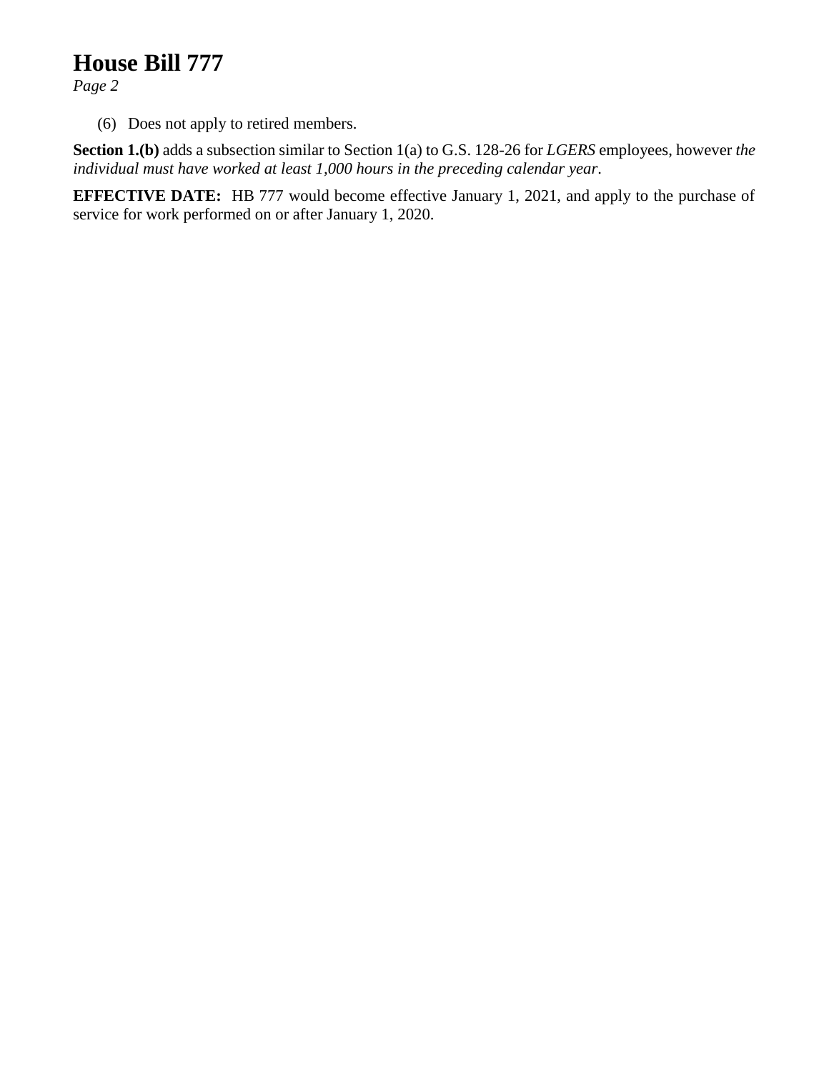(6) Does not apply to retired members.

**Section 1.(b)** adds a subsection similar to Section 1(a) to G.S. 128-26 for *LGERS* employees, however *the individual must have worked at least 1,000 hours in the preceding calendar year*.

**EFFECTIVE DATE:** HB 777 would become effective January 1, 2021, and apply to the purchase of service for work performed on or after January 1, 2020.